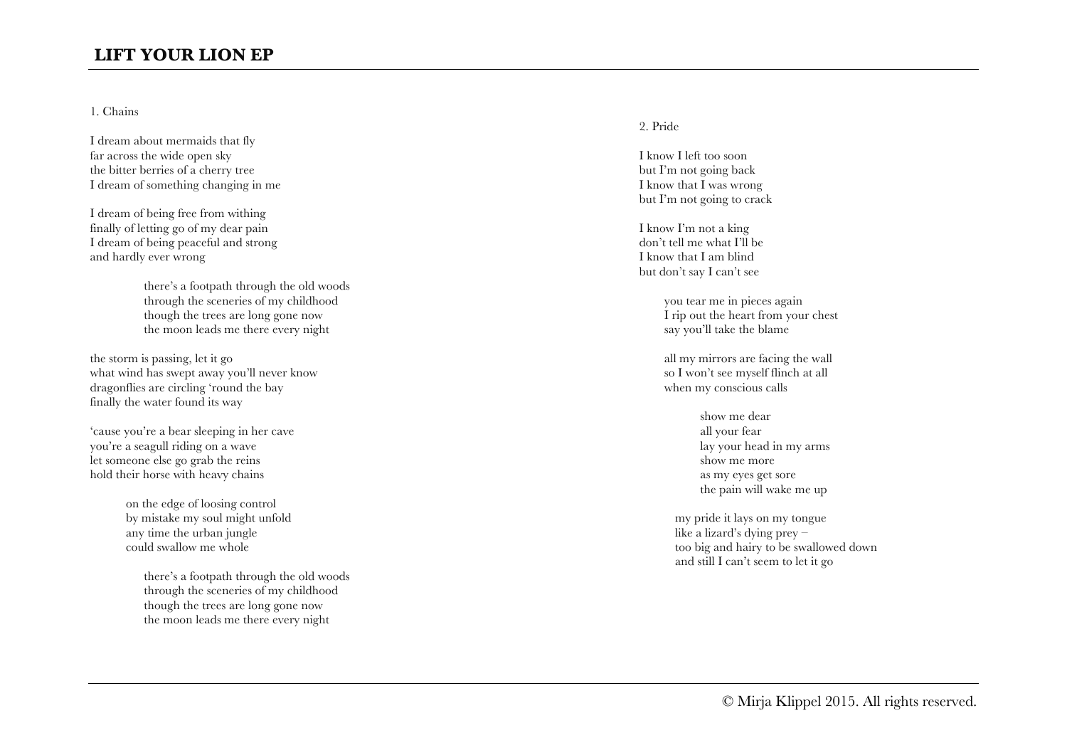## LIFT YOUR LION EP

1. Chains

I dream about mermaids that fly
far across the wide open sky
the bitter berries of a cherry tree
I dream of something changing in me

I dream of being free from withing
finally of letting go of my dear pain
I dream of being peaceful and strong
and hardly ever wrong

> there's a footpath through the old woods
> through the sceneries of my childhood
> though the trees are long gone now
> the moon leads me there every night

the storm is passing, let it go
what wind has swept away you'll never know
dragonflies are circling 'round the bay
finally the water found its way

'cause you're a bear sleeping in her cave
you're a seagull riding on a wave
let someone else go grab the reins
hold their horse with heavy chains

> on the edge of loosing control
> by mistake my soul might unfold
> any time the urban jungle
> could swallow me whole

> there's a footpath through the old woods
> through the sceneries of my childhood
> though the trees are long gone now
> the moon leads me there every night

2. Pride

I know I left too soon
but I'm not going back
I know that I was wrong
but I'm not going to crack

I know I'm not a king
don't tell me what I'll be
I know that I am blind
but don't say I can't see

> you tear me in pieces again
> I rip out the heart from your chest
> say you'll take the blame

> all my mirrors are facing the wall
> so I won't see myself flinch at all
> when my conscious calls

> > show me dear
> > all your fear
> > lay your head in my arms
> > show me more
> > as my eyes get sore
> > the pain will wake me up

> my pride it lays on my tongue
> like a lizard's dying prey –
> too big and hairy to be swallowed down
> and still I can't seem to let it go

© Mirja Klippel 2015. All rights reserved.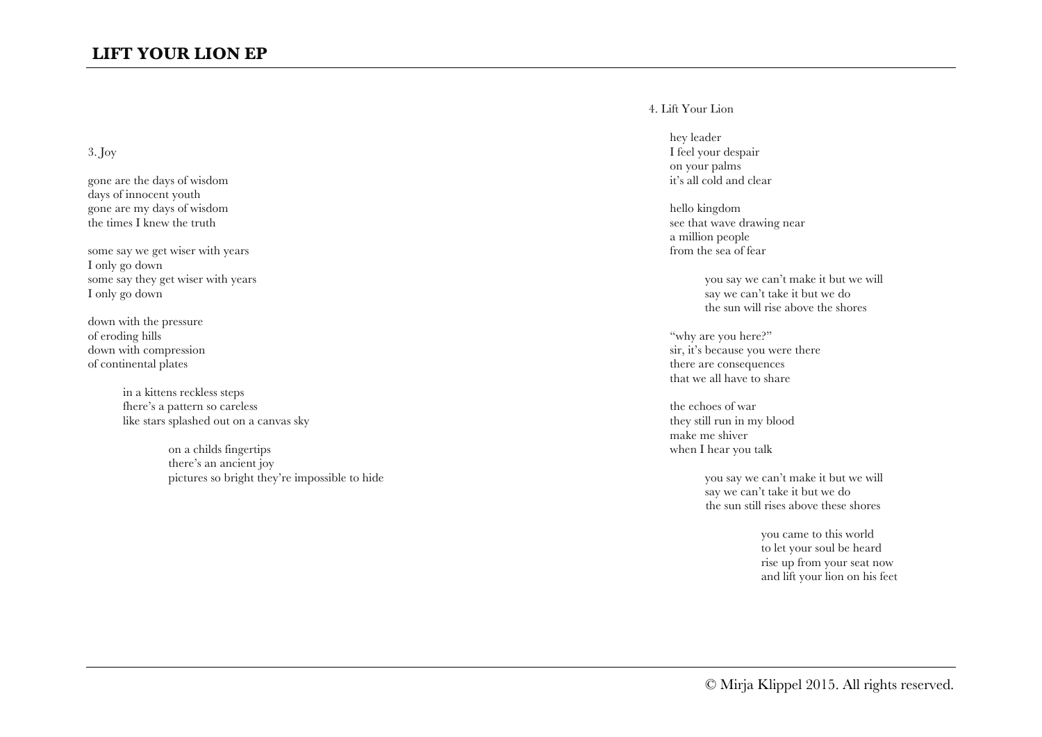## 3. Joy

gone are the days of wisdom
days of innocent youth
gone are my days of wisdom
the times I knew the truth

some say we get wiser with years
I only go down
some say they get wiser with years
I only go down

down with the pressure
of eroding hills
down with compression
of continental plates

> in a kittens reckless steps
> fhere's a pattern so careless
> like stars splashed out on a canvas sky
>
> > on a childs fingertips
> > there's an ancient joy
> > pictures so bright they're impossible to hide

## 4. Lift Your Lion

hey leader
I feel your despair
on your palms
it's all cold and clear

hello kingdom
see that wave drawing near
a million people
from the sea of fear

> you say we can't make it but we will
> say we can't take it but we do
> the sun will rise above the shores

"why are you here?"
sir, it's because you were there
there are consequences
that we all have to share

the echoes of war
they still run in my blood
make me shiver
when I hear you talk

> you say we can't make it but we will
> say we can't take it but we do
> the sun still rises above these shores
>
> > you came to this world
> > to let your soul be heard
> > rise up from your seat now
> > and lift your lion on his feet

© Mirja Klippel 2015. All rights reserved.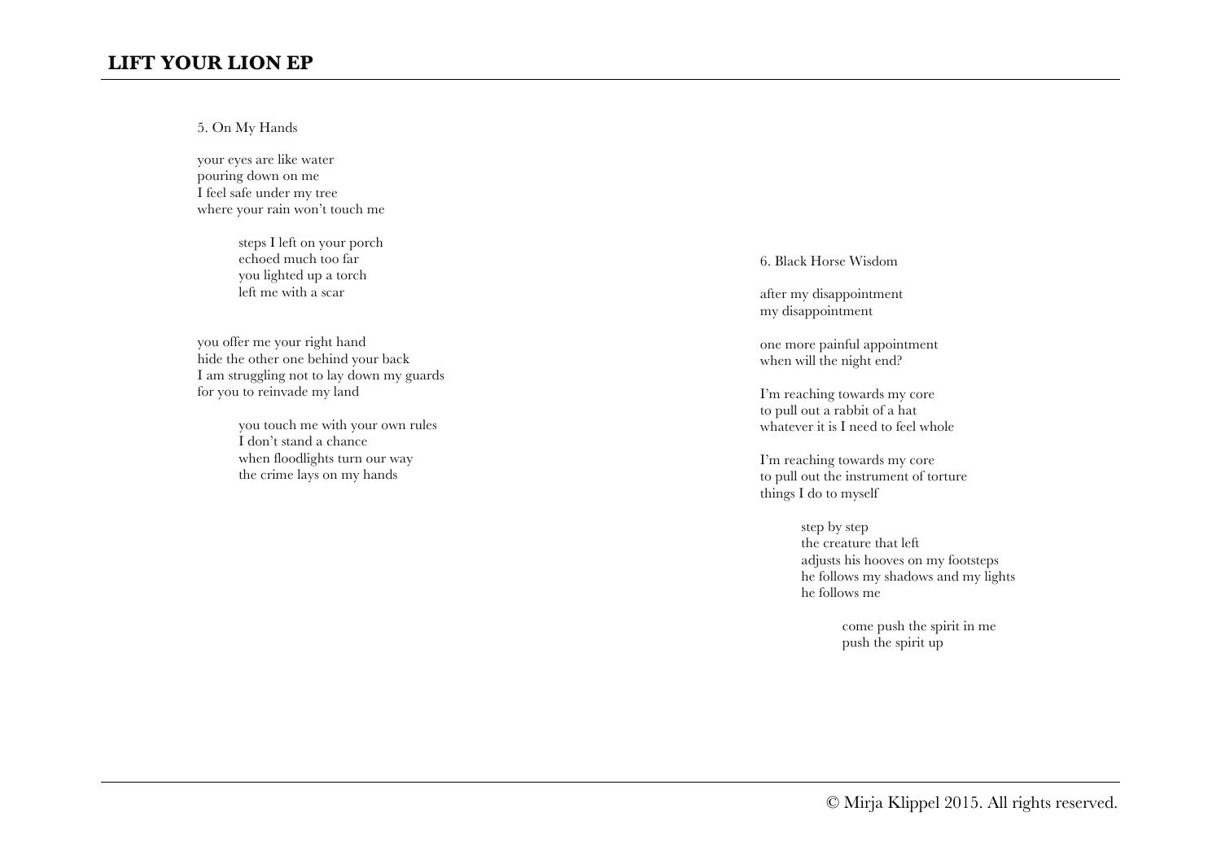5. On My Hands

your eyes are like water
pouring down on me
I feel safe under my tree
where your rain won't touch me

steps I left on your porch
echoed much too far
you lighted up a torch
left me with a scar

you offer me your right hand
hide the other one behind your back
I am struggling not to lay down my guards
for you to reinvade my land

you touch me with your own rules
I don't stand a chance
when floodlights turn our way
the crime lays on my hands

6. Black Horse Wisdom

after my disappointment
my disappointment

one more painful appointment
when will the night end?

I'm reaching towards my core
to pull out a rabbit of a hat
whatever it is I need to feel whole

I'm reaching towards my core
to pull out the instrument of torture
things I do to myself

step by step
the creature that left
adjusts his hooves on my footsteps
he follows my shadows and my lights
he follows me

come push the spirit in me
push the spirit up

© Mirja Klippel 2015. All rights reserved.